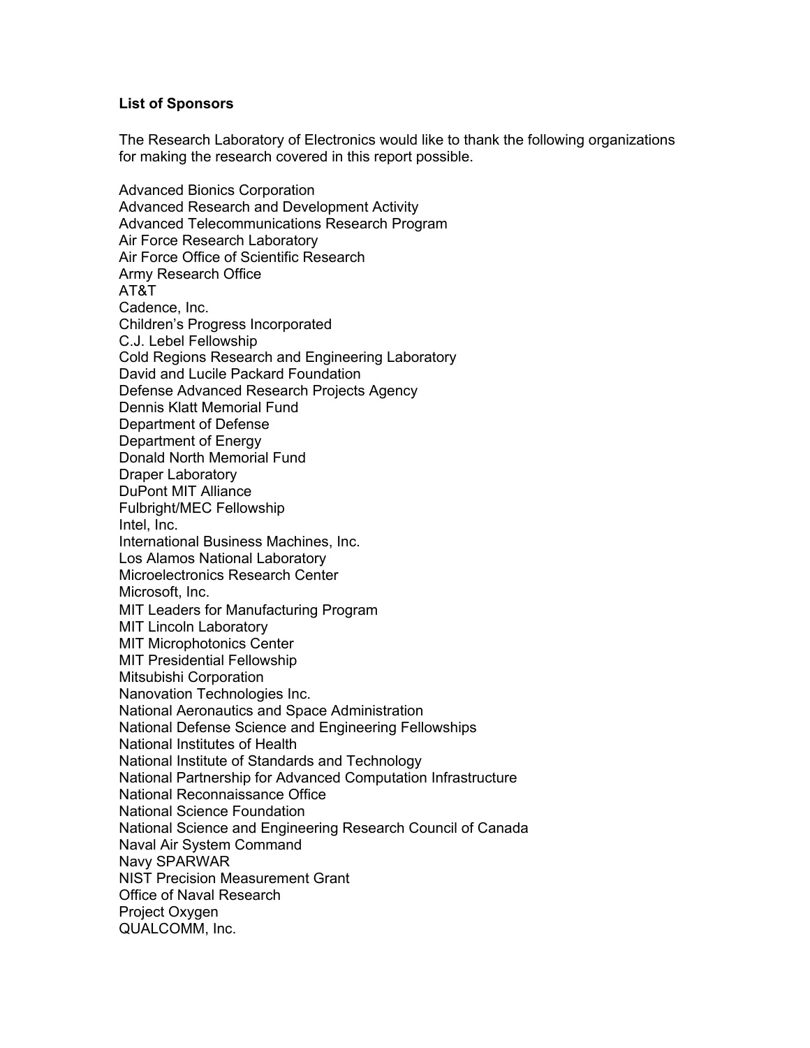## List of Sponsors

The Research Laboratory of Electronics would like to thank the following organizations for making the research covered in this report possible.

Advanced Bionics Corporation
Advanced Research and Development Activity
Advanced Telecommunications Research Program
Air Force Research Laboratory
Air Force Office of Scientific Research
Army Research Office
AT&T
Cadence, Inc.
Children's Progress Incorporated
C.J. Lebel Fellowship
Cold Regions Research and Engineering Laboratory
David and Lucile Packard Foundation
Defense Advanced Research Projects Agency
Dennis Klatt Memorial Fund
Department of Defense
Department of Energy
Donald North Memorial Fund
Draper Laboratory
DuPont MIT Alliance
Fulbright/MEC Fellowship
Intel, Inc.
International Business Machines, Inc.
Los Alamos National Laboratory
Microelectronics Research Center
Microsoft, Inc.
MIT Leaders for Manufacturing Program
MIT Lincoln Laboratory
MIT Microphotonics Center
MIT Presidential Fellowship
Mitsubishi Corporation
Nanovation Technologies Inc.
National Aeronautics and Space Administration
National Defense Science and Engineering Fellowships
National Institutes of Health
National Institute of Standards and Technology
National Partnership for Advanced Computation Infrastructure
National Reconnaissance Office
National Science Foundation
National Science and Engineering Research Council of Canada
Naval Air System Command
Navy SPARWAR
NIST Precision Measurement Grant
Office of Naval Research
Project Oxygen
QUALCOMM, Inc.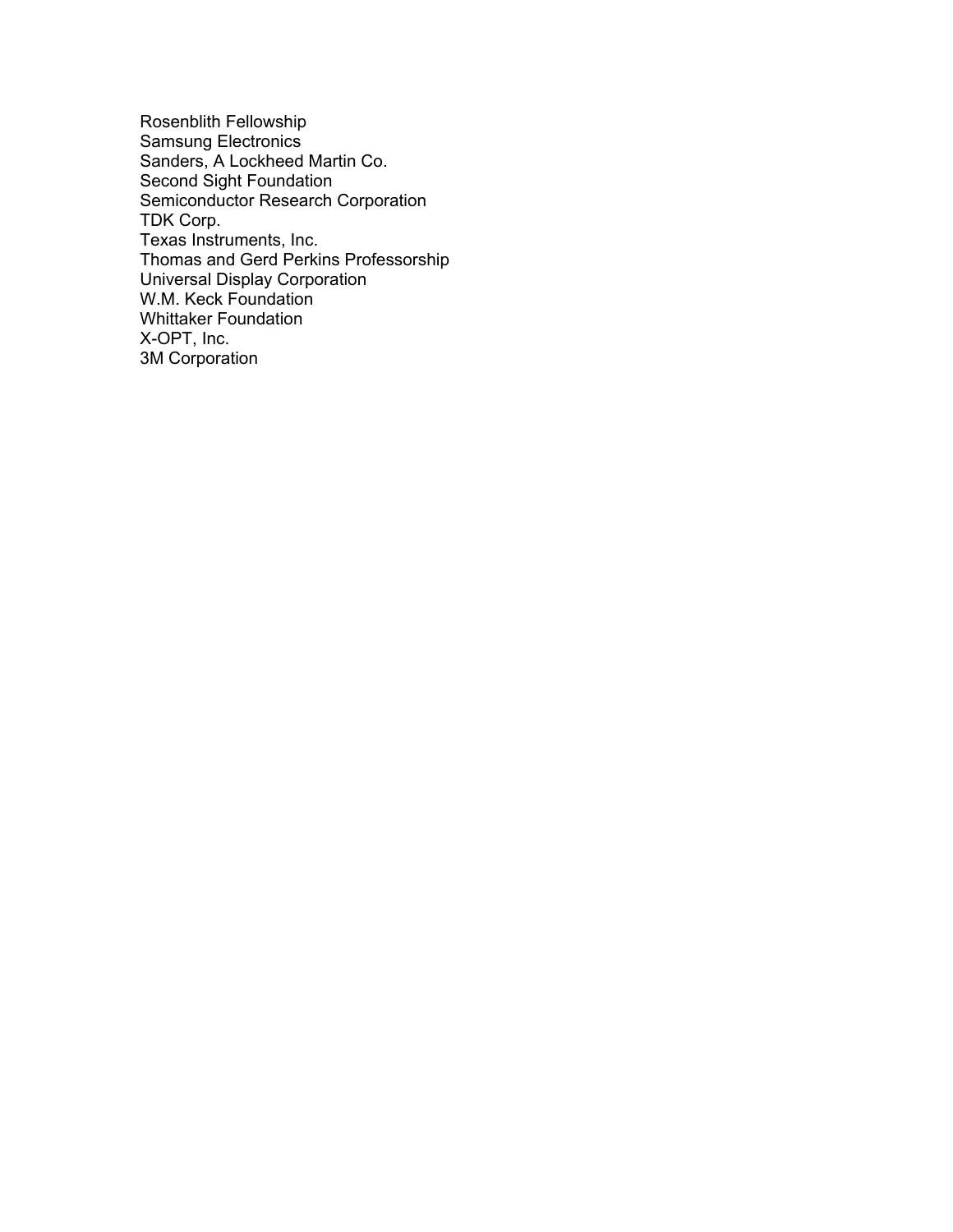Rosenblith Fellowship
Samsung Electronics
Sanders, A Lockheed Martin Co.
Second Sight Foundation
Semiconductor Research Corporation
TDK Corp.
Texas Instruments, Inc.
Thomas and Gerd Perkins Professorship
Universal Display Corporation
W.M. Keck Foundation
Whittaker Foundation
X-OPT, Inc.
3M Corporation